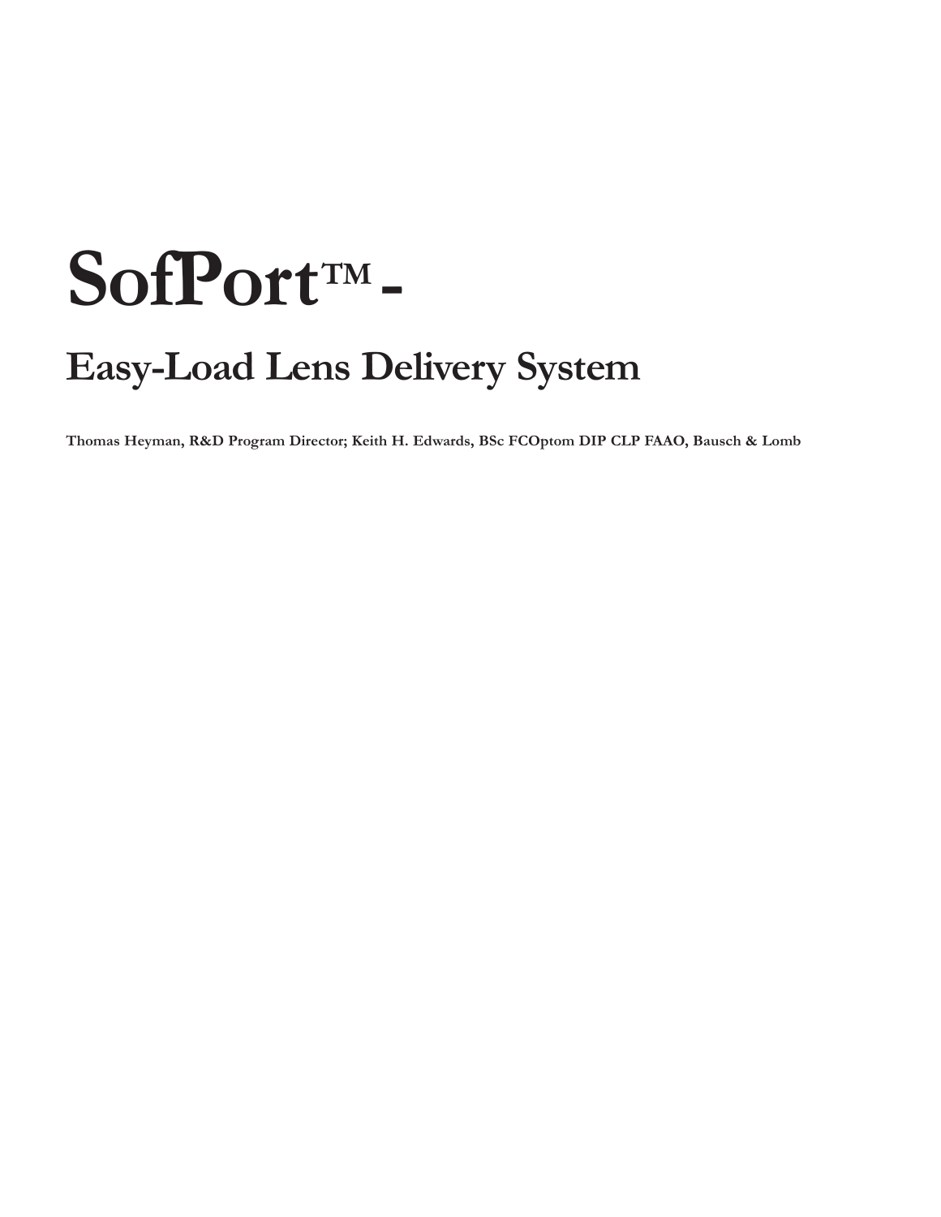# SofPort™ -

## Easy-Load Lens Delivery System

**Thomas Heyman, R&D Program Director; Keith H. Edwards, BSc FCOptom DIP CLP FAAO, Bausch & Lomb**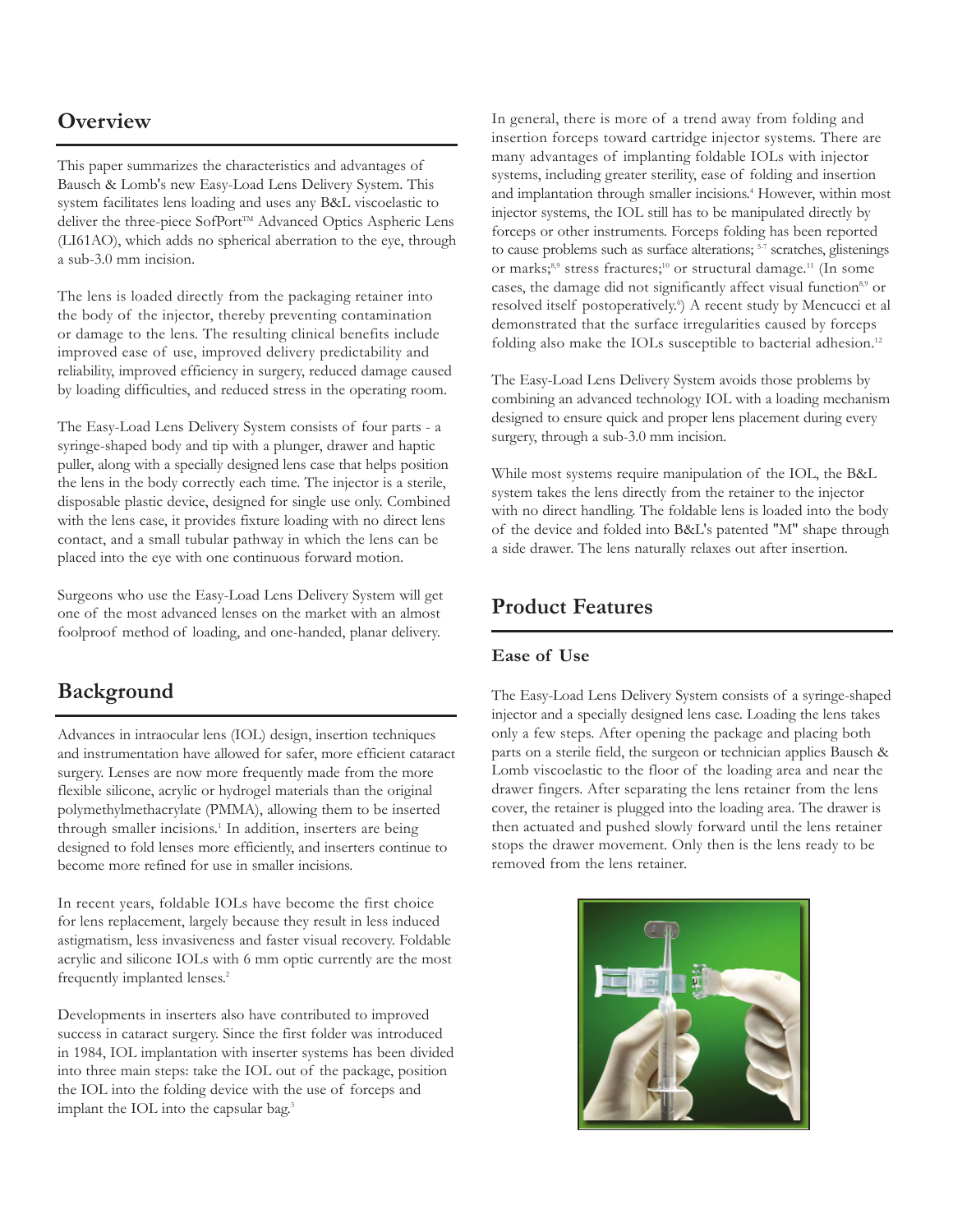## Overview

This paper summarizes the characteristics and advantages of Bausch & Lomb's new Easy-Load Lens Delivery System. This system facilitates lens loading and uses any B&L viscoelastic to deliver the three-piece SofPort™ Advanced Optics Aspheric Lens (LI61AO), which adds no spherical aberration to the eye, through a sub-3.0 mm incision.

The lens is loaded directly from the packaging retainer into the body of the injector, thereby preventing contamination or damage to the lens. The resulting clinical benefits include improved ease of use, improved delivery predictability and reliability, improved efficiency in surgery, reduced damage caused by loading difficulties, and reduced stress in the operating room.

The Easy-Load Lens Delivery System consists of four parts - a syringe-shaped body and tip with a plunger, drawer and haptic puller, along with a specially designed lens case that helps position the lens in the body correctly each time. The injector is a sterile, disposable plastic device, designed for single use only. Combined with the lens case, it provides fixture loading with no direct lens contact, and a small tubular pathway in which the lens can be placed into the eye with one continuous forward motion.

Surgeons who use the Easy-Load Lens Delivery System will get one of the most advanced lenses on the market with an almost foolproof method of loading, and one-handed, planar delivery.

## Background

Advances in intraocular lens (IOL) design, insertion techniques and instrumentation have allowed for safer, more efficient cataract surgery. Lenses are now more frequently made from the more flexible silicone, acrylic or hydrogel materials than the original polymethylmethacrylate (PMMA), allowing them to be inserted through smaller incisions.[1] In addition, inserters are being designed to fold lenses more efficiently, and inserters continue to become more refined for use in smaller incisions.

In recent years, foldable IOLs have become the first choice for lens replacement, largely because they result in less induced astigmatism, less invasiveness and faster visual recovery. Foldable acrylic and silicone IOLs with 6 mm optic currently are the most frequently implanted lenses.[2]

Developments in inserters also have contributed to improved success in cataract surgery. Since the first folder was introduced in 1984, IOL implantation with inserter systems has been divided into three main steps: take the IOL out of the package, position the IOL into the folding device with the use of forceps and implant the IOL into the capsular bag.[3]

In general, there is more of a trend away from folding and insertion forceps toward cartridge injector systems. There are many advantages of implanting foldable IOLs with injector systems, including greater sterility, ease of folding and insertion and implantation through smaller incisions.[4] However, within most injector systems, the IOL still has to be manipulated directly by forceps or other instruments. Forceps folding has been reported to cause problems such as surface alterations;[5-7] scratches, glistenings or marks;[8,9] stress fractures;[10] or structural damage.[11] (In some cases, the damage did not significantly affect visual function[8,9] or resolved itself postoperatively.[6]) A recent study by Mencucci et al demonstrated that the surface irregularities caused by forceps folding also make the IOLs susceptible to bacterial adhesion.[12]

The Easy-Load Lens Delivery System avoids those problems by combining an advanced technology IOL with a loading mechanism designed to ensure quick and proper lens placement during every surgery, through a sub-3.0 mm incision.

While most systems require manipulation of the IOL, the B&L system takes the lens directly from the retainer to the injector with no direct handling. The foldable lens is loaded into the body of the device and folded into B&L's patented "M" shape through a side drawer. The lens naturally relaxes out after insertion.

## Product Features

### Ease of Use

The Easy-Load Lens Delivery System consists of a syringe-shaped injector and a specially designed lens case. Loading the lens takes only a few steps. After opening the package and placing both parts on a sterile field, the surgeon or technician applies Bausch & Lomb viscoelastic to the floor of the loading area and near the drawer fingers. After separating the lens retainer from the lens cover, the retainer is plugged into the loading area. The drawer is then actuated and pushed slowly forward until the lens retainer stops the drawer movement. Only then is the lens ready to be removed from the lens retainer.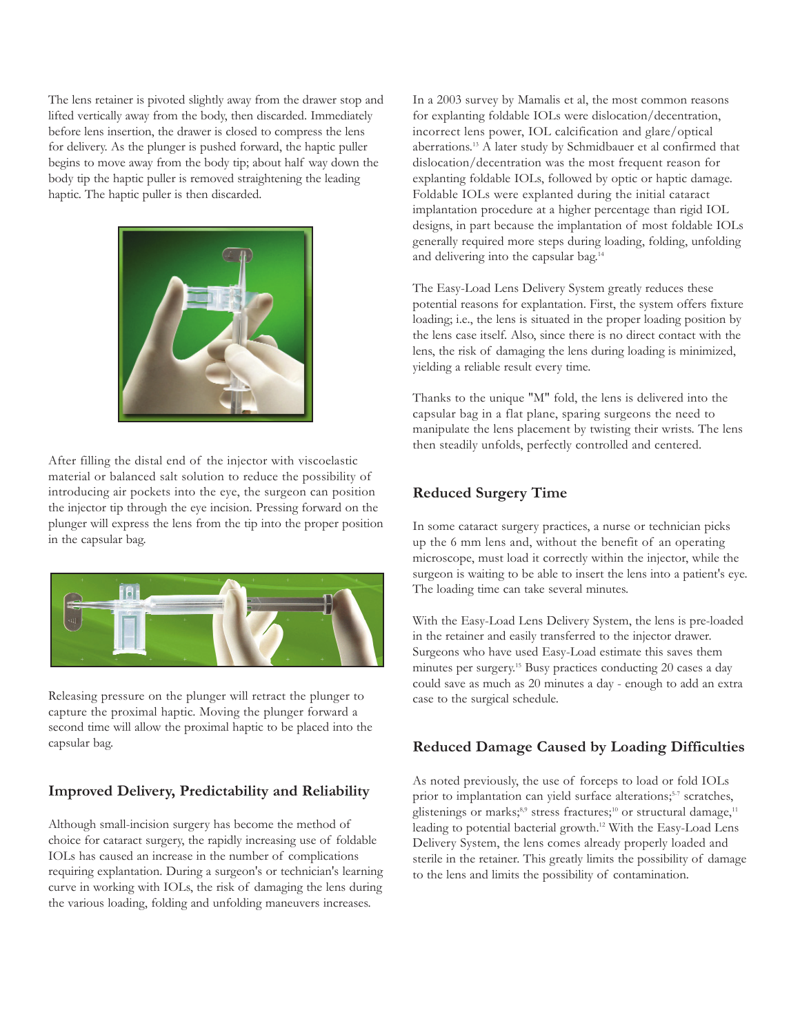The lens retainer is pivoted slightly away from the drawer stop and lifted vertically away from the body, then discarded. Immediately before lens insertion, the drawer is closed to compress the lens for delivery. As the plunger is pushed forward, the haptic puller begins to move away from the body tip; about half way down the body tip the haptic puller is removed straightening the leading haptic. The haptic puller is then discarded.

After filling the distal end of the injector with viscoelastic material or balanced salt solution to reduce the possibility of introducing air pockets into the eye, the surgeon can position the injector tip through the eye incision. Pressing forward on the plunger will express the lens from the tip into the proper position in the capsular bag.

Releasing pressure on the plunger will retract the plunger to capture the proximal haptic. Moving the plunger forward a second time will allow the proximal haptic to be placed into the capsular bag.

## Improved Delivery, Predictability and Reliability

Although small-incision surgery has become the method of choice for cataract surgery, the rapidly increasing use of foldable IOLs has caused an increase in the number of complications requiring explantation. During a surgeon's or technician's learning curve in working with IOLs, the risk of damaging the lens during the various loading, folding and unfolding maneuvers increases.

In a 2003 survey by Mamalis et al, the most common reasons for explanting foldable IOLs were dislocation/decentration, incorrect lens power, IOL calcification and glare/optical aberrations.[13] A later study by Schmidbauer et al confirmed that dislocation/decentration was the most frequent reason for explanting foldable IOLs, followed by optic or haptic damage. Foldable IOLs were explanted during the initial cataract implantation procedure at a higher percentage than rigid IOL designs, in part because the implantation of most foldable IOLs generally required more steps during loading, folding, unfolding and delivering into the capsular bag.[14]

The Easy-Load Lens Delivery System greatly reduces these potential reasons for explantation. First, the system offers fixture loading; i.e., the lens is situated in the proper loading position by the lens case itself. Also, since there is no direct contact with the lens, the risk of damaging the lens during loading is minimized, yielding a reliable result every time.

Thanks to the unique "M" fold, the lens is delivered into the capsular bag in a flat plane, sparing surgeons the need to manipulate the lens placement by twisting their wrists. The lens then steadily unfolds, perfectly controlled and centered.

## Reduced Surgery Time

In some cataract surgery practices, a nurse or technician picks up the 6 mm lens and, without the benefit of an operating microscope, must load it correctly within the injector, while the surgeon is waiting to be able to insert the lens into a patient's eye. The loading time can take several minutes.

With the Easy-Load Lens Delivery System, the lens is pre-loaded in the retainer and easily transferred to the injector drawer. Surgeons who have used Easy-Load estimate this saves them minutes per surgery.[15] Busy practices conducting 20 cases a day could save as much as 20 minutes a day - enough to add an extra case to the surgical schedule.

## Reduced Damage Caused by Loading Difficulties

As noted previously, the use of forceps to load or fold IOLs prior to implantation can yield surface alterations;[5-7] scratches, glistenings or marks;[8,9] stress fractures;[10] or structural damage,[11] leading to potential bacterial growth.[12] With the Easy-Load Lens Delivery System, the lens comes already properly loaded and sterile in the retainer. This greatly limits the possibility of damage to the lens and limits the possibility of contamination.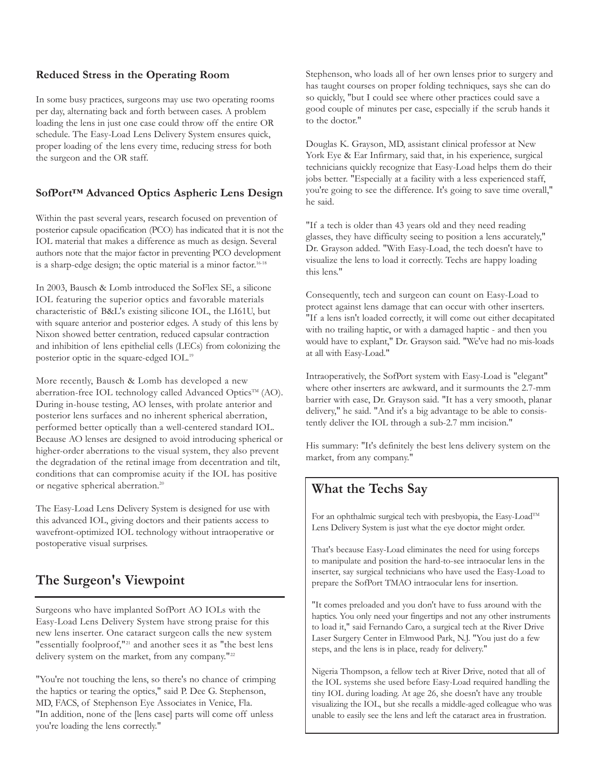### Reduced Stress in the Operating Room

In some busy practices, surgeons may use two operating rooms per day, alternating back and forth between cases. A problem loading the lens in just one case could throw off the entire OR schedule. The Easy-Load Lens Delivery System ensures quick, proper loading of the lens every time, reducing stress for both the surgeon and the OR staff.

### SofPort™ Advanced Optics Aspheric Lens Design

Within the past several years, research focused on prevention of posterior capsule opacification (PCO) has indicated that it is not the IOL material that makes a difference as much as design. Several authors note that the major factor in preventing PCO development is a sharp-edge design; the optic material is a minor factor.[16-18]

In 2003, Bausch & Lomb introduced the SoFlex SE, a silicone IOL featuring the superior optics and favorable materials characteristic of B&L's existing silicone IOL, the LI61U, but with square anterior and posterior edges. A study of this lens by Nixon showed better centration, reduced capsular contraction and inhibition of lens epithelial cells (LECs) from colonizing the posterior optic in the square-edged IOL.[19]

More recently, Bausch & Lomb has developed a new aberration-free IOL technology called Advanced Optics™ (AO). During in-house testing, AO lenses, with prolate anterior and posterior lens surfaces and no inherent spherical aberration, performed better optically than a well-centered standard IOL. Because AO lenses are designed to avoid introducing spherical or higher-order aberrations to the visual system, they also prevent the degradation of the retinal image from decentration and tilt, conditions that can compromise acuity if the IOL has positive or negative spherical aberration.[20]

The Easy-Load Lens Delivery System is designed for use with this advanced IOL, giving doctors and their patients access to wavefront-optimized IOL technology without intraoperative or postoperative visual surprises.

## The Surgeon's Viewpoint

Surgeons who have implanted SofPort AO IOLs with the Easy-Load Lens Delivery System have strong praise for this new lens inserter. One cataract surgeon calls the new system "essentially foolproof,"[21] and another sees it as "the best lens delivery system on the market, from any company."[22]

"You're not touching the lens, so there's no chance of crimping the haptics or tearing the optics," said P. Dee G. Stephenson, MD, FACS, of Stephenson Eye Associates in Venice, Fla. "In addition, none of the [lens case] parts will come off unless you're loading the lens correctly."

Stephenson, who loads all of her own lenses prior to surgery and has taught courses on proper folding techniques, says she can do so quickly, "but I could see where other practices could save a good couple of minutes per case, especially if the scrub hands it to the doctor."

Douglas K. Grayson, MD, assistant clinical professor at New York Eye & Ear Infirmary, said that, in his experience, surgical technicians quickly recognize that Easy-Load helps them do their jobs better. "Especially at a facility with a less experienced staff, you're going to see the difference. It's going to save time overall," he said.

"If a tech is older than 43 years old and they need reading glasses, they have difficulty seeing to position a lens accurately," Dr. Grayson added. "With Easy-Load, the tech doesn't have to visualize the lens to load it correctly. Techs are happy loading this lens."

Consequently, tech and surgeon can count on Easy-Load to protect against lens damage that can occur with other inserters. "If a lens isn't loaded correctly, it will come out either decapitated with no trailing haptic, or with a damaged haptic - and then you would have to explant," Dr. Grayson said. "We've had no mis-loads at all with Easy-Load."

Intraoperatively, the SofPort system with Easy-Load is "elegant" where other inserters are awkward, and it surmounts the 2.7-mm barrier with ease, Dr. Grayson said. "It has a very smooth, planar delivery," he said. "And it's a big advantage to be able to consistently deliver the IOL through a sub-2.7 mm incision."

His summary: "It's definitely the best lens delivery system on the market, from any company."

## What the Techs Say

For an ophthalmic surgical tech with presbyopia, the Easy-Load™ Lens Delivery System is just what the eye doctor might order.

That's because Easy-Load eliminates the need for using forceps to manipulate and position the hard-to-see intraocular lens in the inserter, say surgical technicians who have used the Easy-Load to prepare the SofPort TMAO intraocular lens for insertion.

"It comes preloaded and you don't have to fuss around with the haptics. You only need your fingertips and not any other instruments to load it," said Fernando Caro, a surgical tech at the River Drive Laser Surgery Center in Elmwood Park, N.J. "You just do a few steps, and the lens is in place, ready for delivery."

Nigeria Thompson, a fellow tech at River Drive, noted that all of the IOL systems she used before Easy-Load required handling the tiny IOL during loading. At age 26, she doesn't have any trouble visualizing the IOL, but she recalls a middle-aged colleague who was unable to easily see the lens and left the cataract area in frustration.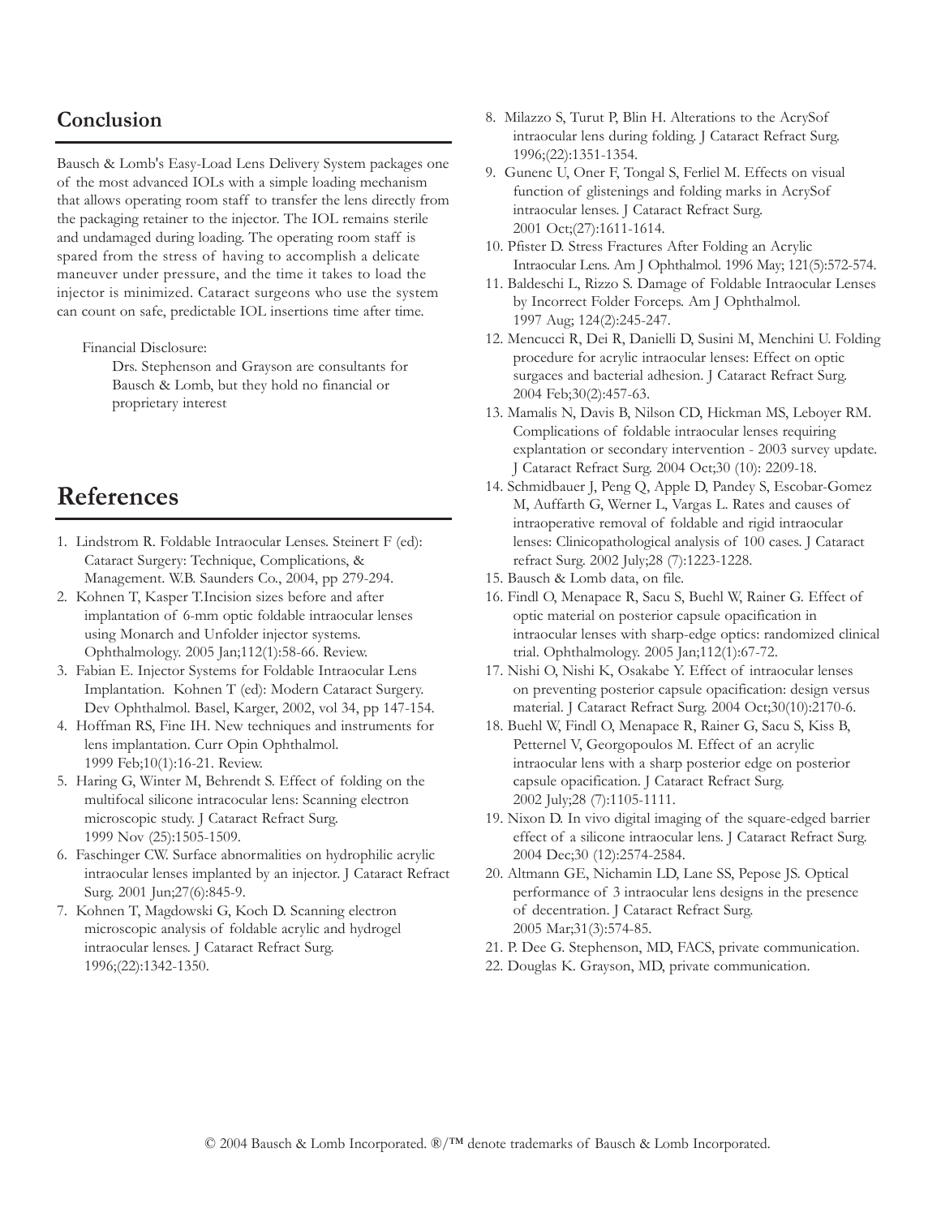## Conclusion

Bausch & Lomb's Easy-Load Lens Delivery System packages one of the most advanced IOLs with a simple loading mechanism that allows operating room staff to transfer the lens directly from the packaging retainer to the injector. The IOL remains sterile and undamaged during loading. The operating room staff is spared from the stress of having to accomplish a delicate maneuver under pressure, and the time it takes to load the injector is minimized. Cataract surgeons who use the system can count on safe, predictable IOL insertions time after time.

Financial Disclosure:

Drs. Stephenson and Grayson are consultants for Bausch & Lomb, but they hold no financial or proprietary interest

## References

1. Lindstrom R. Foldable Intraocular Lenses. Steinert F (ed): Cataract Surgery: Technique, Complications, & Management. W.B. Saunders Co., 2004, pp 279-294.
2. Kohnen T, Kasper T.Incision sizes before and after implantation of 6-mm optic foldable intraocular lenses using Monarch and Unfolder injector systems. Ophthalmology. 2005 Jan;112(1):58-66. Review.
3. Fabian E. Injector Systems for Foldable Intraocular Lens Implantation. Kohnen T (ed): Modern Cataract Surgery. Dev Ophthalmol. Basel, Karger, 2002, vol 34, pp 147-154.
4. Hoffman RS, Fine IH. New techniques and instruments for lens implantation. Curr Opin Ophthalmol. 1999 Feb;10(1):16-21. Review.
5. Haring G, Winter M, Behrendt S. Effect of folding on the multifocal silicone intracocular lens: Scanning electron microscopic study. J Cataract Refract Surg. 1999 Nov (25):1505-1509.
6. Faschinger CW. Surface abnormalities on hydrophilic acrylic intraocular lenses implanted by an injector. J Cataract Refract Surg. 2001 Jun;27(6):845-9.
7. Kohnen T, Magdowski G, Koch D. Scanning electron microscopic analysis of foldable acrylic and hydrogel intraocular lenses. J Cataract Refract Surg. 1996;(22):1342-1350.
8. Milazzo S, Turut P, Blin H. Alterations to the AcrySof intraocular lens during folding. J Cataract Refract Surg. 1996;(22):1351-1354.
9. Gunenc U, Oner F, Tongal S, Ferliel M. Effects on visual function of glistenings and folding marks in AcrySof intraocular lenses. J Cataract Refract Surg. 2001 Oct;(27):1611-1614.
10. Pfister D. Stress Fractures After Folding an Acrylic Intraocular Lens. Am J Ophthalmol. 1996 May; 121(5):572-574.
11. Baldeschi L, Rizzo S. Damage of Foldable Intraocular Lenses by Incorrect Folder Forceps. Am J Ophthalmol. 1997 Aug; 124(2):245-247.
12. Mencucci R, Dei R, Danielli D, Susini M, Menchini U. Folding procedure for acrylic intraocular lenses: Effect on optic surgaces and bacterial adhesion. J Cataract Refract Surg. 2004 Feb;30(2):457-63.
13. Mamalis N, Davis B, Nilson CD, Hickman MS, Leboyer RM. Complications of foldable intraocular lenses requiring explantation or secondary intervention - 2003 survey update. J Cataract Refract Surg. 2004 Oct;30 (10): 2209-18.
14. Schmidbauer J, Peng Q, Apple D, Pandey S, Escobar-Gomez M, Auffarth G, Werner L, Vargas L. Rates and causes of intraoperative removal of foldable and rigid intraocular lenses: Clinicopathological analysis of 100 cases. J Cataract refract Surg. 2002 July;28 (7):1223-1228.
15. Bausch & Lomb data, on file.
16. Findl O, Menapace R, Sacu S, Buehl W, Rainer G. Effect of optic material on posterior capsule opacification in intraocular lenses with sharp-edge optics: randomized clinical trial. Ophthalmology. 2005 Jan;112(1):67-72.
17. Nishi O, Nishi K, Osakabe Y. Effect of intraocular lenses on preventing posterior capsule opacification: design versus material. J Cataract Refract Surg. 2004 Oct;30(10):2170-6.
18. Buehl W, Findl O, Menapace R, Rainer G, Sacu S, Kiss B, Petternel V, Georgopoulos M. Effect of an acrylic intraocular lens with a sharp posterior edge on posterior capsule opacification. J Cataract Refract Surg. 2002 July;28 (7):1105-1111.
19. Nixon D. In vivo digital imaging of the square-edged barrier effect of a silicone intraocular lens. J Cataract Refract Surg. 2004 Dec;30 (12):2574-2584.
20. Altmann GE, Nichamin LD, Lane SS, Pepose JS. Optical performance of 3 intraocular lens designs in the presence of decentration. J Cataract Refract Surg. 2005 Mar;31(3):574-85.
21. P. Dee G. Stephenson, MD, FACS, private communication.
22. Douglas K. Grayson, MD, private communication.

© 2004 Bausch & Lomb Incorporated. ®/™ denote trademarks of Bausch & Lomb Incorporated.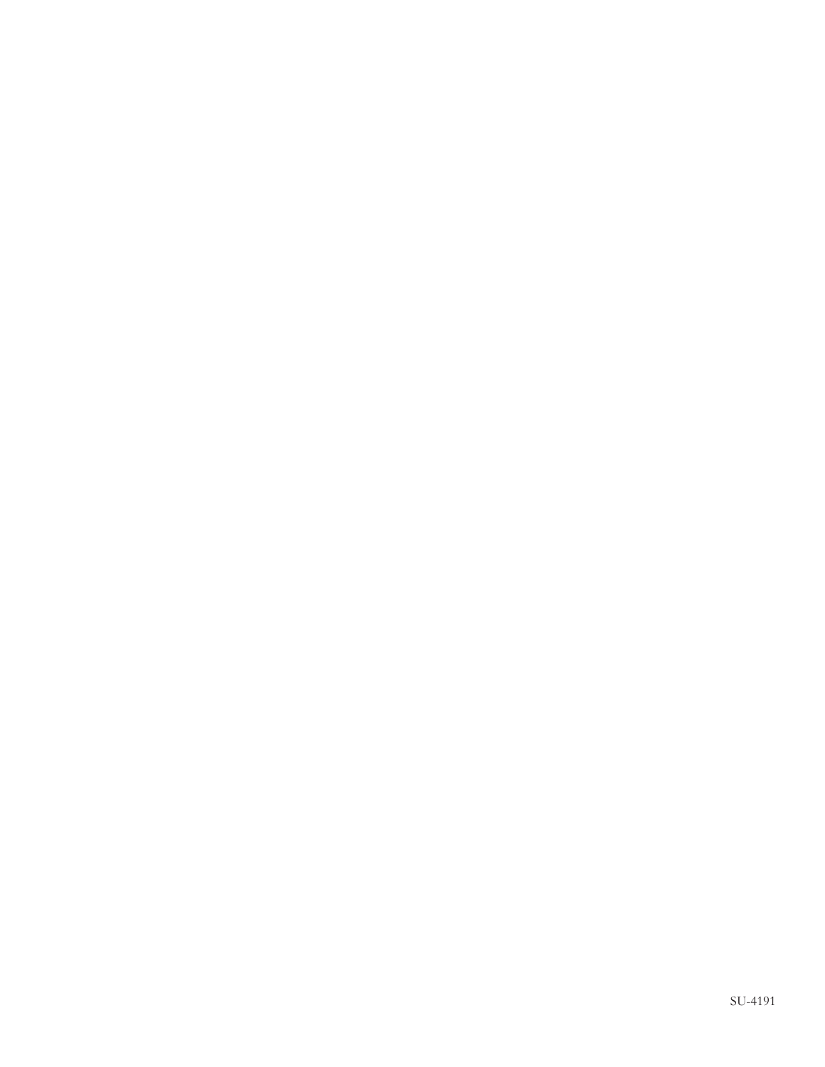SU-4191